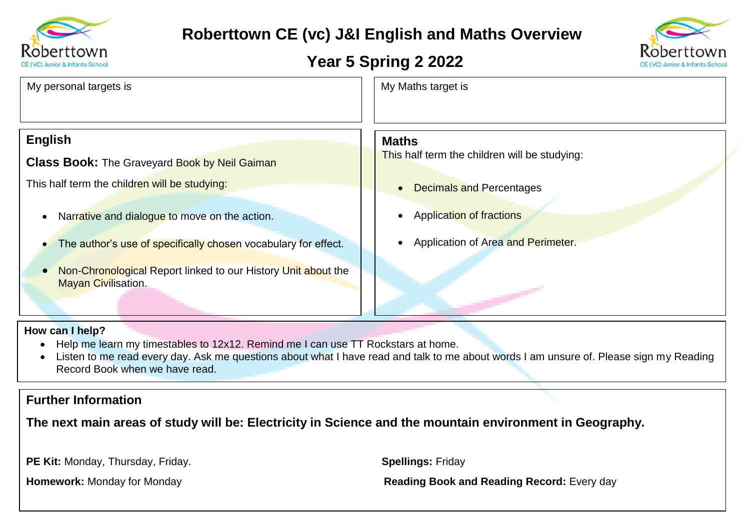# Roberttown CE (vc) J&I English and Maths Overview

## Year 5 Spring 2 2022

My personal targets is

My Maths target is

## English

**Class Book:** The Graveyard Book by Neil Gaiman

This half term the children will be studying:

- Narrative and dialogue to move on the action.
- The author's use of specifically chosen vocabulary for effect.
- Non-Chronological Report linked to our History Unit about the Mayan Civilisation.

## Maths

This half term the children will be studying:

- Decimals and Percentages
- Application of fractions
- Application of Area and Perimeter.

**How can I help?**

- Help me learn my timestables to 12x12. Remind me I can use TT Rockstars at home.
- Listen to me read every day. Ask me questions about what I have read and talk to me about words I am unsure of. Please sign my Reading Record Book when we have read.

## Further Information

**The next main areas of study will be: Electricity in Science and the mountain environment in Geography.**

**PE Kit:** Monday, Thursday, Friday.

**Homework:** Monday for Monday

**Spellings:** Friday

**Reading Book and Reading Record:** Every day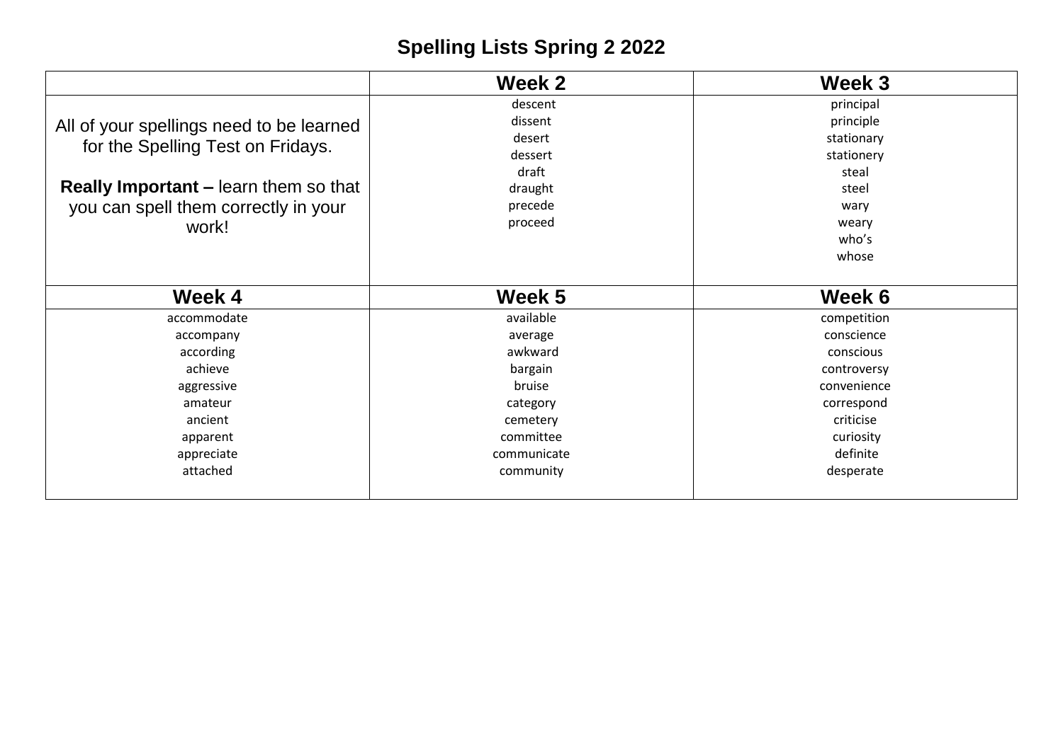# Spelling Lists Spring 2 2022

| | Week 2 | Week 3 |
|---|---|---|
| All of your spellings need to be learned for the Spelling Test on Fridays.<br><br>**Really Important –** learn them so that you can spell them correctly in your work! | descent<br>dissent<br>desert<br>dessert<br>draft<br>draught<br>precede<br>proceed | principal<br>principle<br>stationary<br>stationery<br>steal<br>steel<br>wary<br>weary<br>who's<br>whose |
| **Week 4** | **Week 5** | **Week 6** |
| accommodate<br>accompany<br>according<br>achieve<br>aggressive<br>amateur<br>ancient<br>apparent<br>appreciate<br>attached | available<br>average<br>awkward<br>bargain<br>bruise<br>category<br>cemetery<br>committee<br>communicate<br>community | competition<br>conscience<br>conscious<br>controversy<br>convenience<br>correspond<br>criticise<br>curiosity<br>definite<br>desperate |